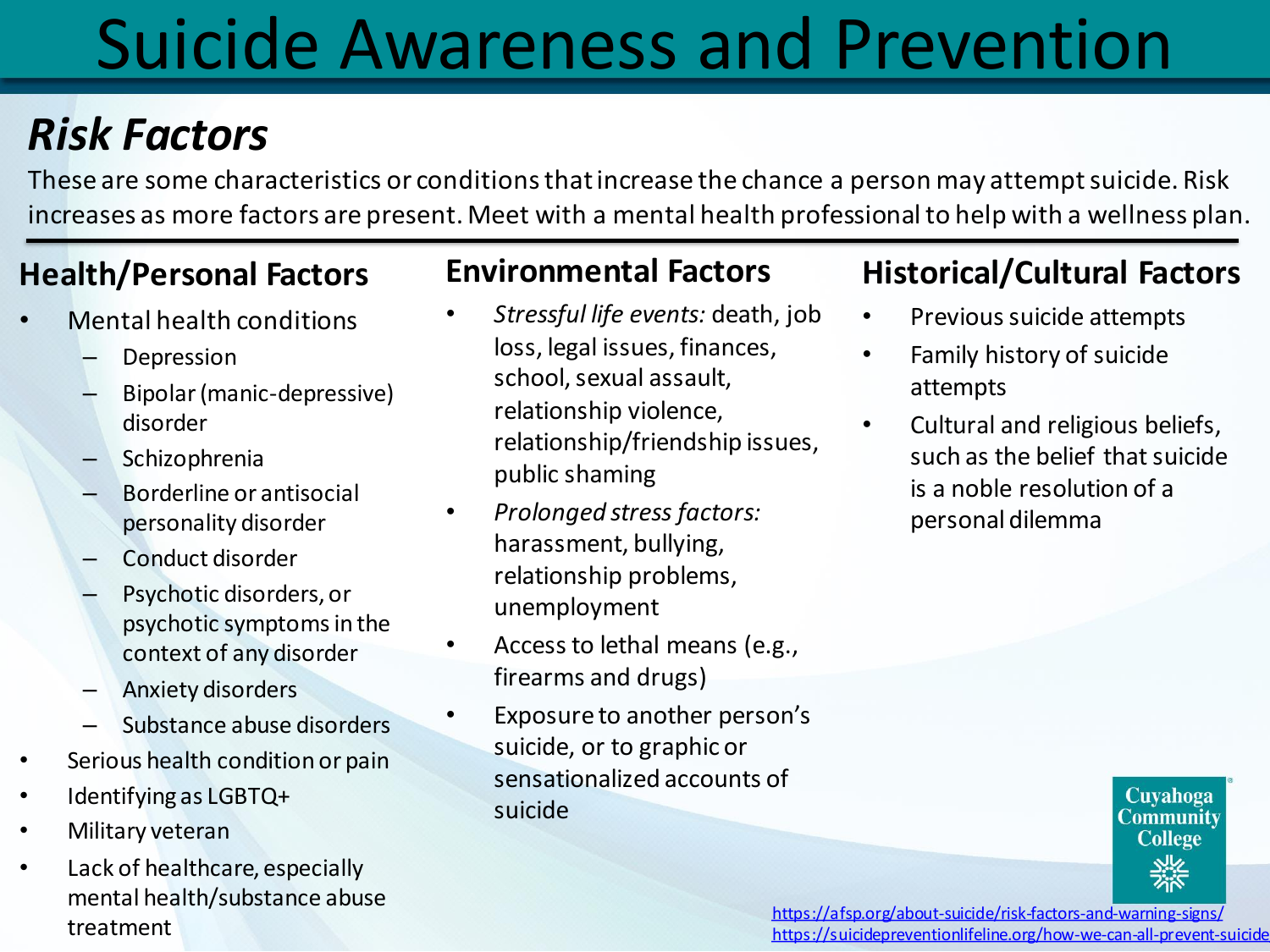# Suicide Awareness and Prevention

## *Risk Factors*

These are some characteristics or conditions that increase the chance a person may attempt suicide. Risk increases as more factors are present. Meet with a mental health professional to help with a wellness plan.

### Health/Personal Factors

- Mental health conditions
  - Depression
  - Bipolar (manic-depressive) disorder
  - Schizophrenia
  - Borderline or antisocial personality disorder
  - Conduct disorder
  - Psychotic disorders, or psychotic symptoms in the context of any disorder
  - Anxiety disorders
  - Substance abuse disorders
- Serious health condition or pain
- Identifying as LGBTQ+
- Military veteran
- Lack of healthcare, especially mental health/substance abuse treatment

### Environmental Factors

- *Stressful life events:* death, job loss, legal issues, finances, school, sexual assault, relationship violence, relationship/friendship issues, public shaming
- *Prolonged stress factors:* harassment, bullying, relationship problems, unemployment
- Access to lethal means (e.g., firearms and drugs)
- Exposure to another person's suicide, or to graphic or sensationalized accounts of suicide

### Historical/Cultural Factors

- Previous suicide attempts
- Family history of suicide attempts
- Cultural and religious beliefs, such as the belief that suicide is a noble resolution of a personal dilemma

Cuyahoga Community College

https://afsp.org/about-suicide/risk-factors-and-warning-signs/
https://suicidepreventionlifeline.org/how-we-can-all-prevent-suicide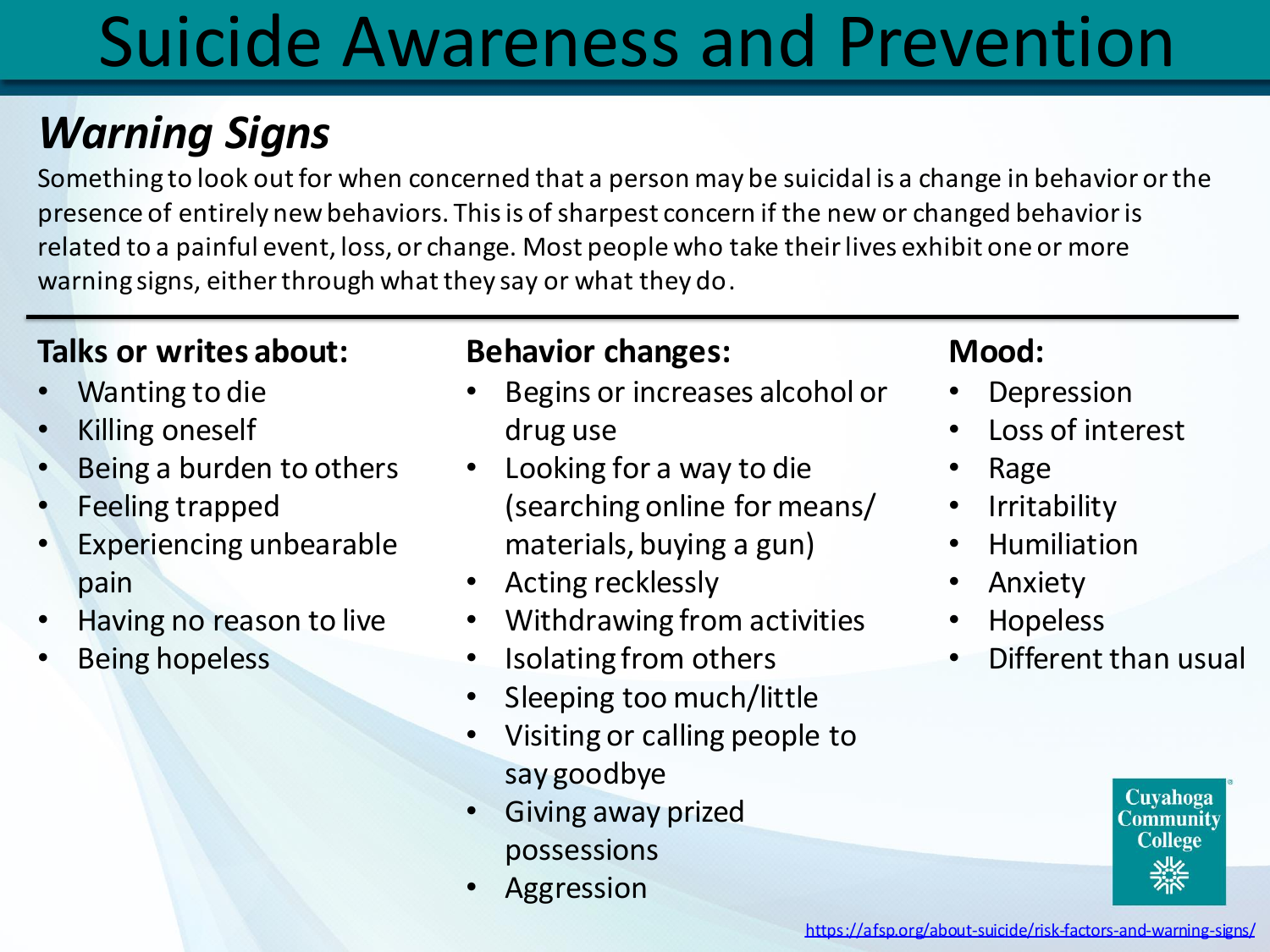# Suicide Awareness and Prevention

## *Warning Signs*

Something to look out for when concerned that a person may be suicidal is a change in behavior or the presence of entirely new behaviors. This is of sharpest concern if the new or changed behavior is related to a painful event, loss, or change. Most people who take their lives exhibit one or more warning signs, either through what they say or what they do.

---

**Talks or writes about:**

- Wanting to die
- Killing oneself
- Being a burden to others
- Feeling trapped
- Experiencing unbearable pain
- Having no reason to live
- Being hopeless

**Behavior changes:**

- Begins or increases alcohol or drug use
- Looking for a way to die (searching online for means/ materials, buying a gun)
- Acting recklessly
- Withdrawing from activities
- Isolating from others
- Sleeping too much/little
- Visiting or calling people to say goodbye
- Giving away prized possessions
- Aggression

**Mood:**

- Depression
- Loss of interest
- Rage
- Irritability
- Humiliation
- Anxiety
- Hopeless
- Different than usual

Cuyahoga Community College

https://afsp.org/about-suicide/risk-factors-and-warning-signs/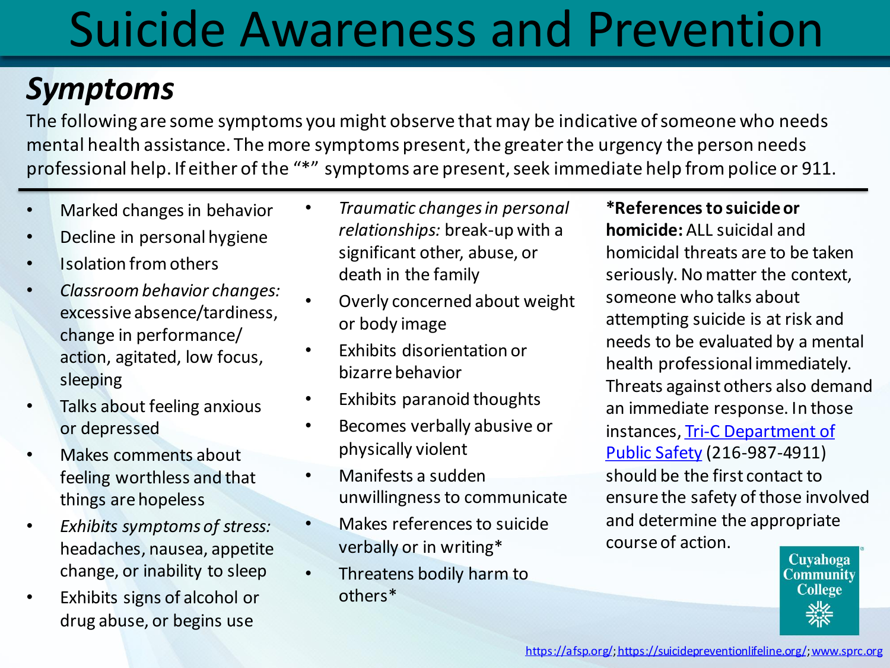# Suicide Awareness and Prevention

## *Symptoms*

The following are some symptoms you might observe that may be indicative of someone who needs mental health assistance. The more symptoms present, the greater the urgency the person needs professional help. If either of the "*" symptoms are present, seek immediate help from police or 911.

- Marked changes in behavior
- Decline in personal hygiene
- Isolation from others
- *Classroom behavior changes:* excessive absence/tardiness, change in performance/ action, agitated, low focus, sleeping
- Talks about feeling anxious or depressed
- Makes comments about feeling worthless and that things are hopeless
- *Exhibits symptoms of stress:* headaches, nausea, appetite change, or inability to sleep
- Exhibits signs of alcohol or drug abuse, or begins use
- *Traumatic changes in personal relationships:* break-up with a significant other, abuse, or death in the family
- Overly concerned about weight or body image
- Exhibits disorientation or bizarre behavior
- Exhibits paranoid thoughts
- Becomes verbally abusive or physically violent
- Manifests a sudden unwillingness to communicate
- Makes references to suicide verbally or in writing*
- Threatens bodily harm to others*

**\*References to suicide or homicide:** ALL suicidal and homicidal threats are to be taken seriously. No matter the context, someone who talks about attempting suicide is at risk and needs to be evaluated by a mental health professional immediately. Threats against others also demand an immediate response. In those instances, Tri-C Department of Public Safety (216-987-4911) should be the first contact to ensure the safety of those involved and determine the appropriate course of action.

Cuyahoga Community College

https://afsp.org/; https://suicidepreventionlifeline.org/; www.sprc.org